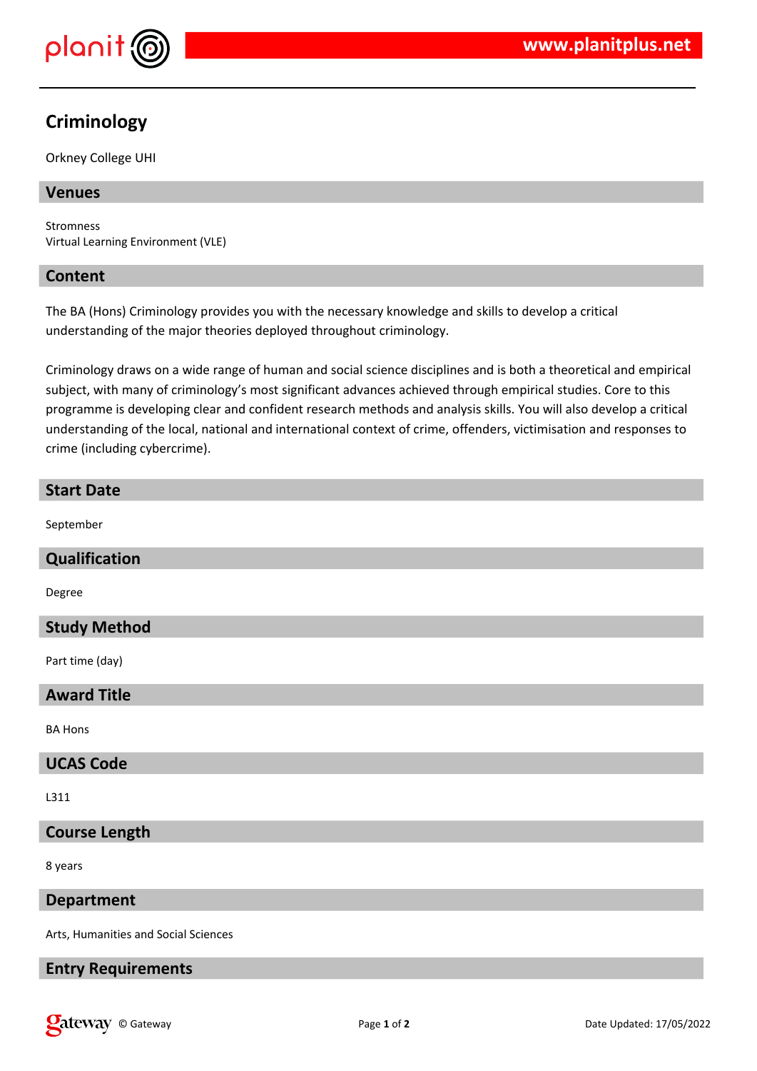# Criminology

Orkney College UHI

## Venues

Stromness
Virtual Learning Environment (VLE)

## Content

The BA (Hons) Criminology provides you with the necessary knowledge and skills to develop a critical understanding of the major theories deployed throughout criminology.

Criminology draws on a wide range of human and social science disciplines and is both a theoretical and empirical subject, with many of criminology's most significant advances achieved through empirical studies. Core to this programme is developing clear and confident research methods and analysis skills. You will also develop a critical understanding of the local, national and international context of crime, offenders, victimisation and responses to crime (including cybercrime).

## Start Date

September

## Qualification

Degree

## Study Method

Part time (day)

## Award Title

BA Hons

## UCAS Code

L311

## Course Length

8 years

## Department

Arts, Humanities and Social Sciences

## Entry Requirements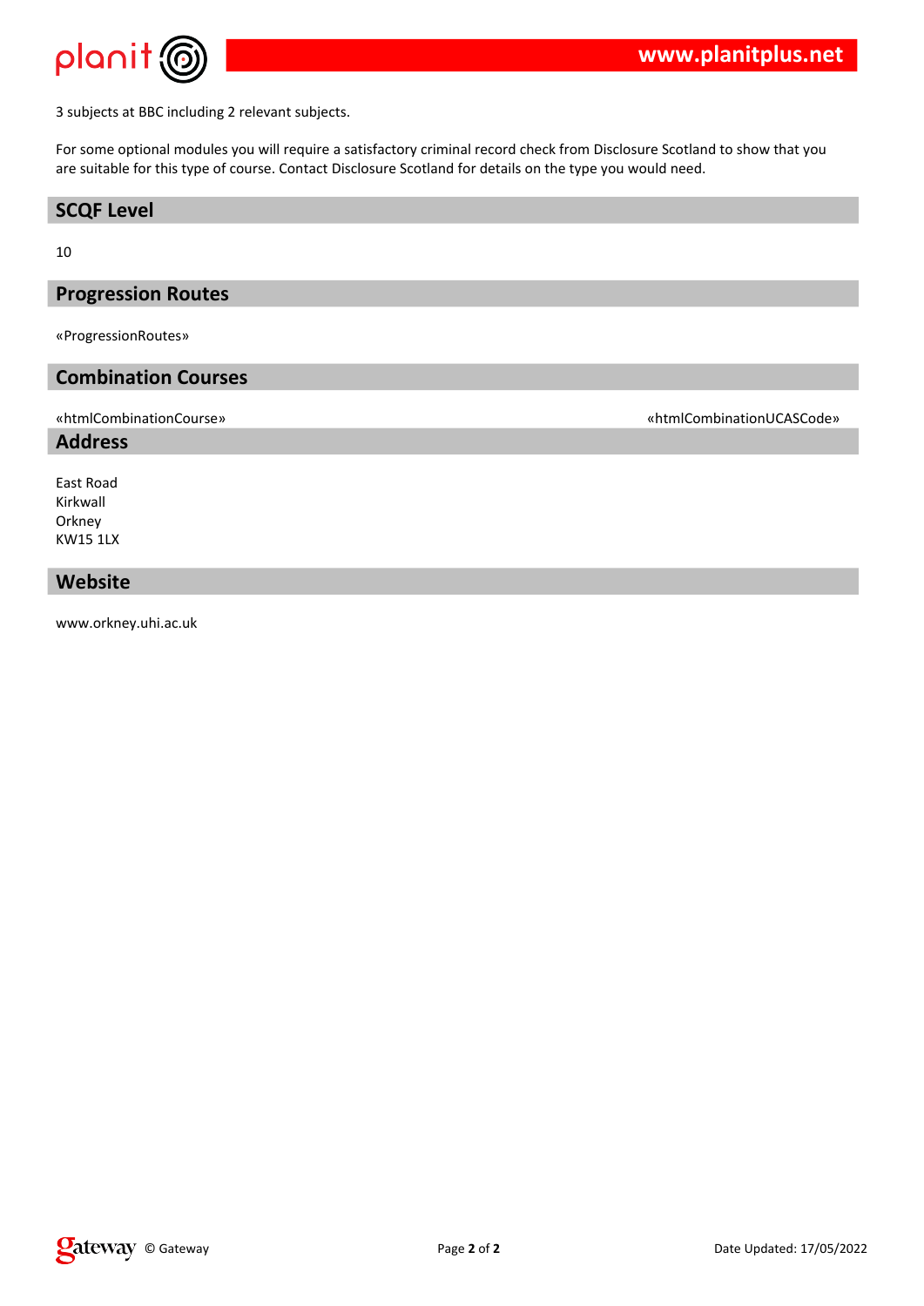3 subjects at BBC including 2 relevant subjects.

For some optional modules you will require a satisfactory criminal record check from Disclosure Scotland to show that you are suitable for this type of course. Contact Disclosure Scotland for details on the type you would need.

## SCQF Level

10

## Progression Routes

«ProgressionRoutes»

## Combination Courses

«htmlCombinationCourse» «htmlCombinationUCASCode»

## Address

East Road
Kirkwall
Orkney
KW15 1LX

## Website

www.orkney.uhi.ac.uk